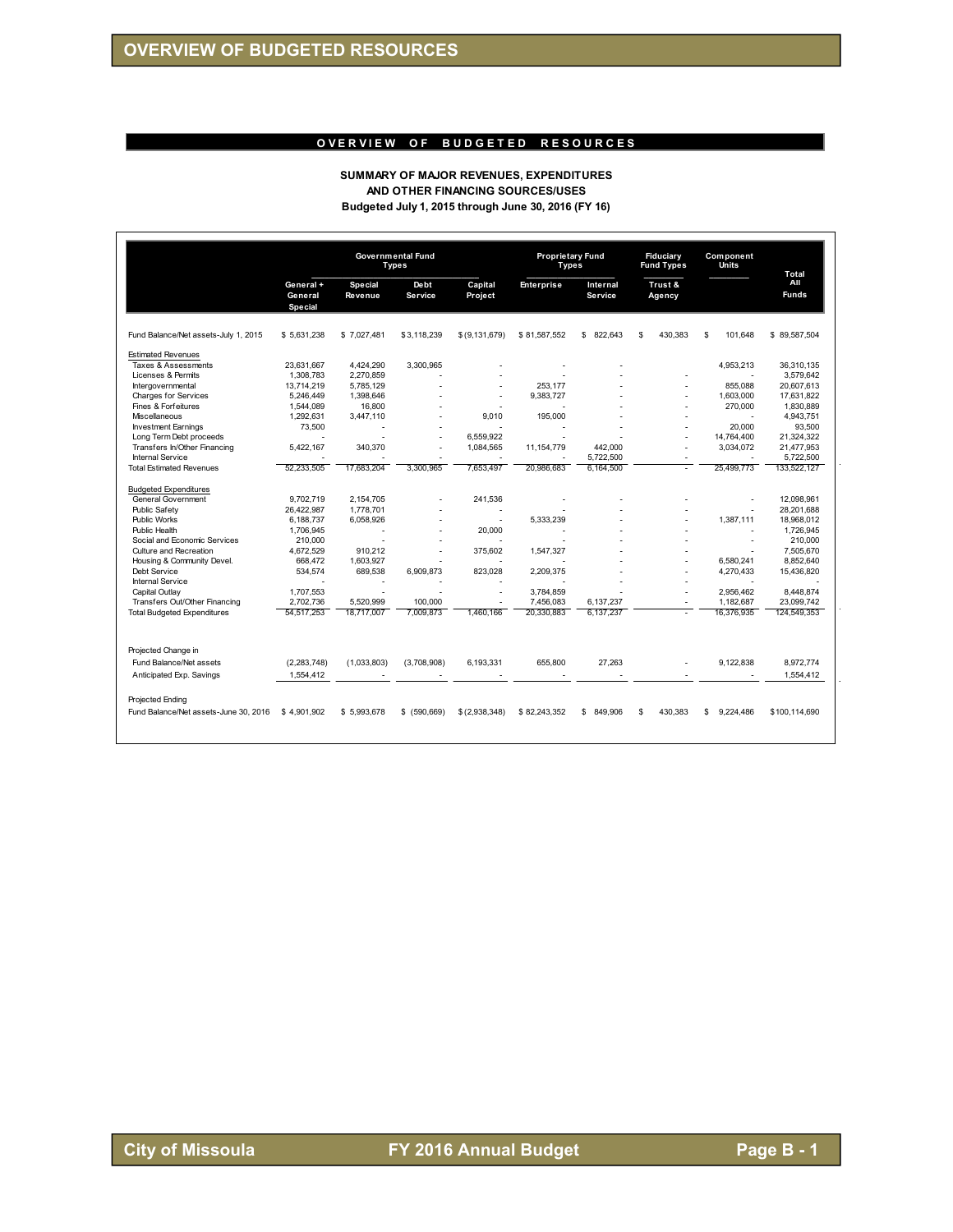# OVERVIEW OF BUDGETED RESOURCES

## OVERVIEW OF BUDGETED RESOURCES

**SUMMARY OF MAJOR REVENUES, EXPENDITURES AND OTHER FINANCING SOURCES/USES**
**Budgeted July 1, 2015 through June 30, 2016 (FY 16)**

| | Governmental Fund Types | | | | Proprietary Fund Types | | Fiduciary Fund Types | Component Units | Total All Funds |
|---|---|---|---|---|---|---|---|---|---|
| | General + General Special | Special Revenue | Debt Service | Capital Project | Enterprise | Internal Service | Trust & Agency | | |
| Fund Balance/Net assets-July 1, 2015 | $ 5,631,238 | $ 7,027,481 | $ 3,118,239 | $ (9,131,679) | $ 81,587,552 | $ 822,643 | $ 430,383 | $ 101,648 | $ 89,587,504 |
| **Estimated Revenues** | | | | | | | | | |
| Taxes & Assessments | 23,631,667 | 4,424,290 | 3,300,965 | - | - | - | | 4,953,213 | 36,310,135 |
| Licenses & Permits | 1,308,783 | 2,270,859 | - | - | - | - | - | - | 3,579,642 |
| Intergovernmental | 13,714,219 | 5,785,129 | - | - | 253,177 | - | - | 855,088 | 20,607,613 |
| Charges for Services | 5,246,449 | 1,398,646 | - | - | 9,383,727 | - | - | 1,603,000 | 17,631,822 |
| Fines & Forfeitures | 1,544,089 | 16,800 | - | - | - | - | - | 270,000 | 1,830,889 |
| Miscellaneous | 1,292,631 | 3,447,110 | - | 9,010 | 195,000 | - | - | - | 4,943,751 |
| Investment Earnings | 73,500 | - | - | - | - | - | - | 20,000 | 93,500 |
| Long Term Debt proceeds | - | - | - | 6,559,922 | - | - | - | 14,764,400 | 21,324,322 |
| Transfers In/Other Financing | 5,422,167 | 340,370 | - | 1,084,565 | 11,154,779 | 442,000 | - | 3,034,072 | 21,477,953 |
| Internal Service | - | - | - | - | - | 5,722,500 | - | - | 5,722,500 |
| Total Estimated Revenues | 52,233,505 | 17,683,204 | 3,300,965 | 7,653,497 | 20,986,683 | 6,164,500 | - | 25,499,773 | 133,522,127 |
| **Budgeted Expenditures** | | | | | | | | | |
| General Government | 9,702,719 | 2,154,705 | - | 241,536 | - | - | - | - | 12,098,961 |
| Public Safety | 26,422,987 | 1,778,701 | - | - | - | - | - | - | 28,201,688 |
| Public Works | 6,188,737 | 6,058,926 | - | - | 5,333,239 | - | - | 1,387,111 | 18,968,012 |
| Public Health | 1,706,945 | - | - | 20,000 | - | - | - | - | 1,726,945 |
| Social and Economic Services | 210,000 | - | - | - | - | - | - | - | 210,000 |
| Culture and Recreation | 4,672,529 | 910,212 | - | 375,602 | 1,547,327 | - | - | - | 7,505,670 |
| Housing & Community Devel. | 668,472 | 1,603,927 | - | - | - | - | - | 6,580,241 | 8,852,640 |
| Debt Service | 534,574 | 689,538 | 6,909,873 | 823,028 | 2,209,375 | - | - | 4,270,433 | 15,436,820 |
| Internal Service | - | - | - | - | - | - | - | - | - |
| Capital Outlay | 1,707,553 | - | - | - | 3,784,859 | - | - | 2,956,462 | 8,448,874 |
| Transfers Out/Other Financing | 2,702,736 | 5,520,999 | 100,000 | - | 7,456,083 | 6,137,237 | - | 1,182,687 | 23,099,742 |
| Total Budgeted Expenditures | 54,517,253 | 18,717,007 | 7,009,873 | 1,460,166 | 20,330,883 | 6,137,237 | - | 16,376,935 | 124,549,353 |
| Projected Change in | | | | | | | | | |
| Fund Balance/Net assets | (2,283,748) | (1,033,803) | (3,708,908) | 6,193,331 | 655,800 | 27,263 | - | 9,122,838 | 8,972,774 |
| Anticipated Exp. Savings | 1,554,412 | - | - | - | - | - | - | - | 1,554,412 |
| Projected Ending | | | | | | | | | |
| Fund Balance/Net assets-June 30, 2016 | $ 4,901,902 | $ 5,993,678 | $ (590,669) | $ (2,938,348) | $ 82,243,352 | $ 849,906 | $ 430,383 | $ 9,224,486 | $ 100,114,690 |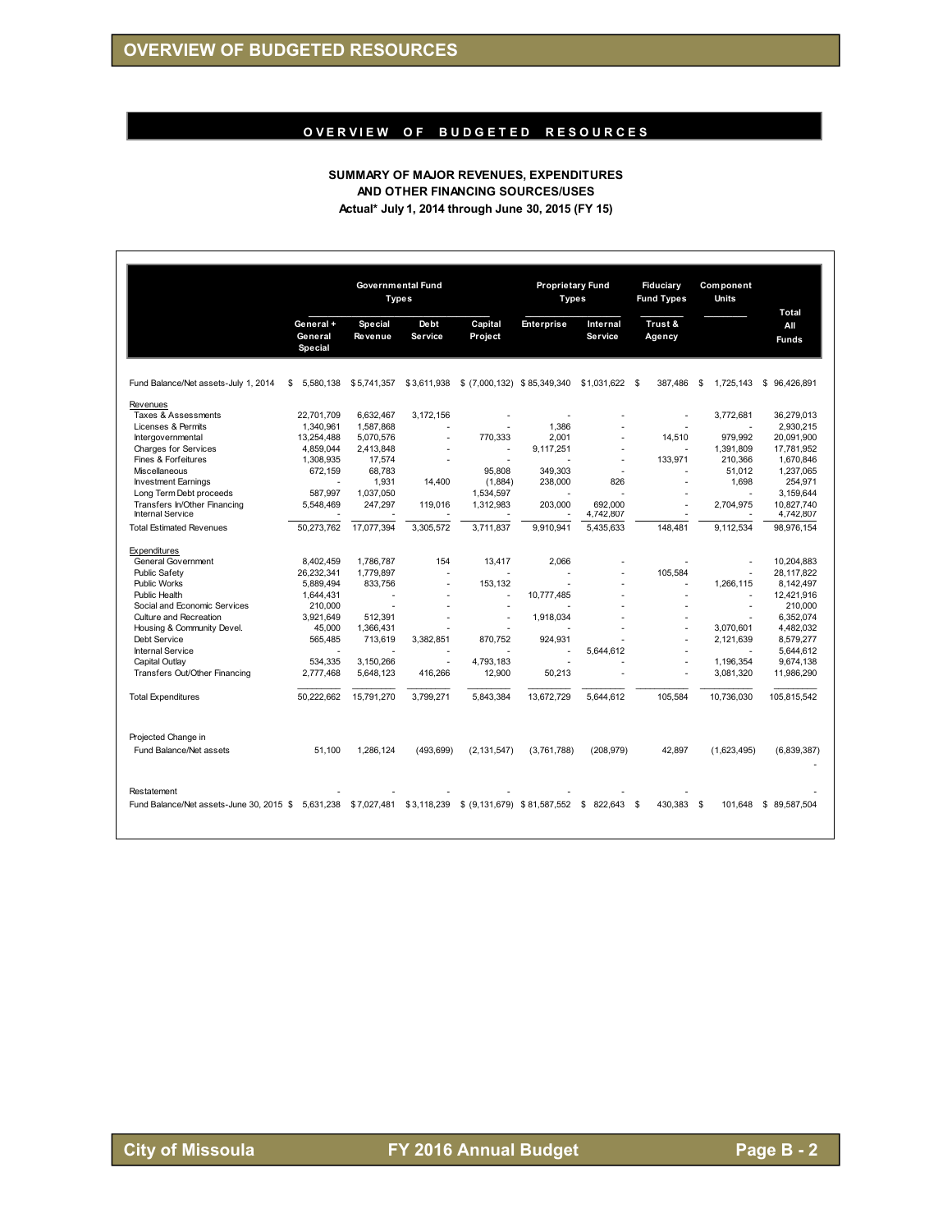# OVERVIEW OF BUDGETED RESOURCES

## OVERVIEW OF BUDGETED RESOURCES

### SUMMARY OF MAJOR REVENUES, EXPENDITURES AND OTHER FINANCING SOURCES/USES

**Actual* July 1, 2014 through June 30, 2015 (FY 15)**

| | Governmental Fund Types | | | | Proprietary Fund Types | | Fiduciary Fund Types | Component Units | Total All Funds |
|---|---|---|---|---|---|---|---|---|---|
| | General + General Special | Special Revenue | Debt Service | Capital Project | Enterprise | Internal Service | Trust & Agency | | |
| Fund Balance/Net assets-July 1, 2014 | $ 5,580,138 | $ 5,741,357 | $ 3,611,938 | $ (7,000,132) | $ 85,349,340 | $ 1,031,622 | $ 387,486 | $ 1,725,143 | $ 96,426,891 |
| **Revenues** | | | | | | | | | |
| Taxes & Assessments | 22,701,709 | 6,632,467 | 3,172,156 | - | - | - | - | 3,772,681 | 36,279,013 |
| Licenses & Permits | 1,340,961 | 1,587,868 | - | - | 1,386 | - | - | - | 2,930,215 |
| Intergovernmental | 13,254,488 | 5,070,576 | - | 770,333 | 2,001 | - | 14,510 | 979,992 | 20,091,900 |
| Charges for Services | 4,859,044 | 2,413,848 | - | - | 9,117,251 | - | - | 1,391,809 | 17,781,952 |
| Fines & Forfeitures | 1,308,935 | 17,574 | - | - | - | - | 133,971 | 210,366 | 1,670,846 |
| Miscellaneous | 672,159 | 68,783 | | 95,808 | 349,303 | - | - | 51,012 | 1,237,065 |
| Investment Earnings | - | 1,931 | 14,400 | (1,884) | 238,000 | 826 | - | 1,698 | 254,971 |
| Long Term Debt proceeds | 587,997 | 1,037,050 | | 1,534,597 | - | - | - | - | 3,159,644 |
| Transfers In/Other Financing | 5,548,469 | 247,297 | 119,016 | 1,312,983 | 203,000 | 692,000 | - | 2,704,975 | 10,827,740 |
| Internal Service | - | - | - | - | - | 4,742,807 | - | - | 4,742,807 |
| Total Estimated Revenues | 50,273,762 | 17,077,394 | 3,305,572 | 3,711,837 | 9,910,941 | 5,435,633 | 148,481 | 9,112,534 | 98,976,154 |
| **Expenditures** | | | | | | | | | |
| General Government | 8,402,459 | 1,786,787 | 154 | 13,417 | 2,066 | - | - | - | 10,204,883 |
| Public Safety | 26,232,341 | 1,779,897 | - | - | - | - | 105,584 | - | 28,117,822 |
| Public Works | 5,889,494 | 833,756 | - | 153,132 | - | - | - | 1,266,115 | 8,142,497 |
| Public Health | 1,644,431 | - | - | - | 10,777,485 | - | - | - | 12,421,916 |
| Social and Economic Services | 210,000 | - | - | - | - | - | - | - | 210,000 |
| Culture and Recreation | 3,921,649 | 512,391 | - | - | 1,918,034 | - | - | - | 6,352,074 |
| Housing & Community Devel. | 45,000 | 1,366,431 | - | - | - | - | - | 3,070,601 | 4,482,032 |
| Debt Service | 565,485 | 713,619 | 3,382,851 | 870,752 | 924,931 | - | - | 2,121,639 | 8,579,277 |
| Internal Service | - | - | - | - | - | 5,644,612 | - | - | 5,644,612 |
| Capital Outlay | 534,335 | 3,150,266 | - | 4,793,183 | - | - | - | 1,196,354 | 9,674,138 |
| Transfers Out/Other Financing | 2,777,468 | 5,648,123 | 416,266 | 12,900 | 50,213 | - | - | 3,081,320 | 11,986,290 |
| Total Expenditures | 50,222,662 | 15,791,270 | 3,799,271 | 5,843,384 | 13,672,729 | 5,644,612 | 105,584 | 10,736,030 | 105,815,542 |
| Projected Change in Fund Balance/Net assets | 51,100 | 1,286,124 | (493,699) | (2,131,547) | (3,761,788) | (208,979) | 42,897 | (1,623,495) | (6,839,387) |
| Restatement | - | - | - | - | - | - | - | - | - |
| Fund Balance/Net assets-June 30, 2015 | $ 5,631,238 | $ 7,027,481 | $ 3,118,239 | $ (9,131,679) | $ 81,587,552 | $ 822,643 | $ 430,383 | $ 101,648 | $ 89,587,504 |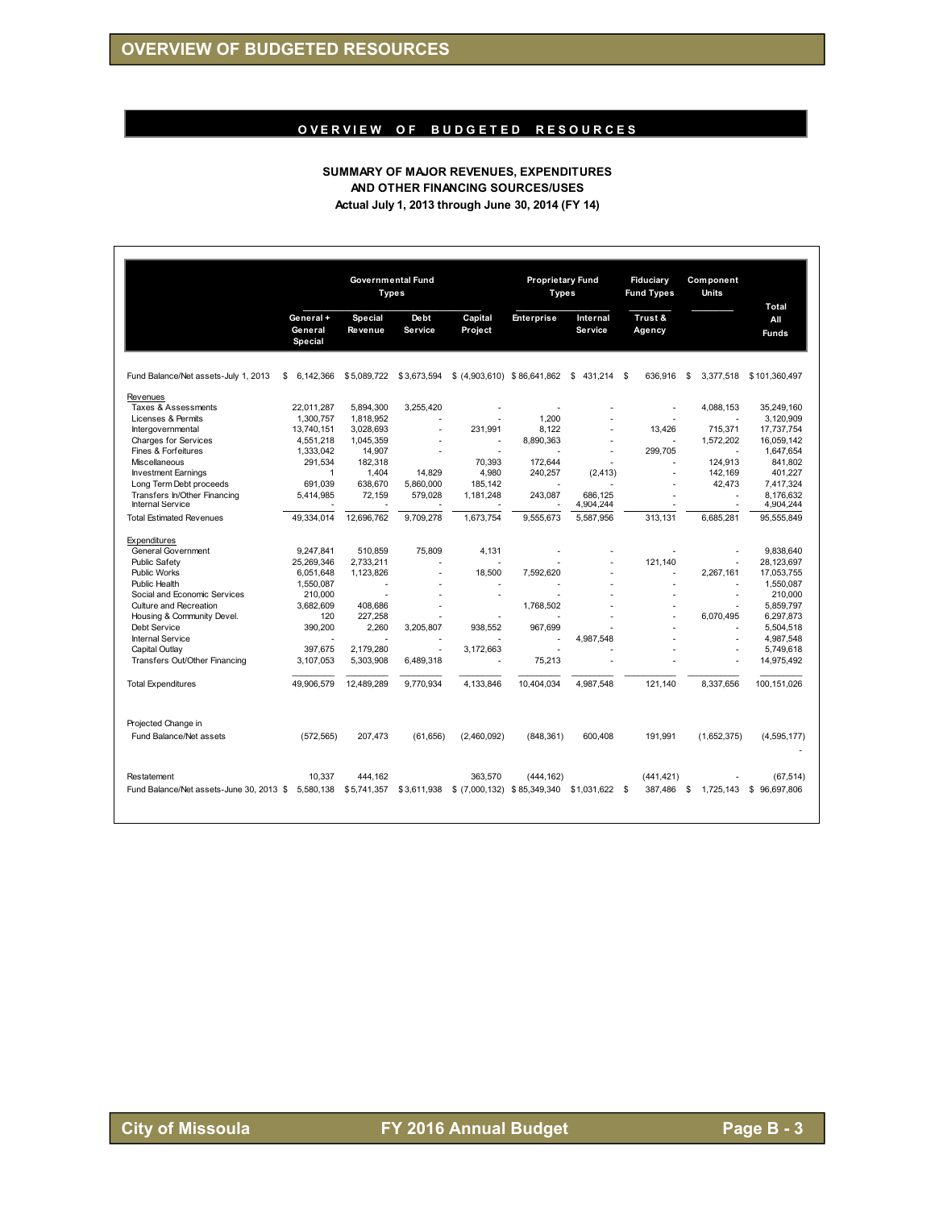# OVERVIEW OF BUDGETED RESOURCES

## SUMMARY OF MAJOR REVENUES, EXPENDITURES AND OTHER FINANCING SOURCES/USES

### Actual July 1, 2013 through June 30, 2014 (FY 14)

| | Governmental Fund Types | | | | Proprietary Fund Types | | Fiduciary Fund Types | Component Units | |
|---|---|---|---|---|---|---|---|---|---|
| | General + General Special | Special Revenue | Debt Service | Capital Project | Enterprise | Internal Service | Trust & Agency | | Total All Funds |
| Fund Balance/Net assets-July 1, 2013 | $ 6,142,366 | $5,089,722 | $3,673,594 | $ (4,903,610) | $ 86,641,862 | $ 431,214 | $ 636,916 | $ 3,377,518 | $101,360,497 |
| **Revenues** | | | | | | | | | |
| Taxes & Assessments | 22,011,287 | 5,894,300 | 3,255,420 | - | - | - | - | 4,088,153 | 35,249,160 |
| Licenses & Permits | 1,300,757 | 1,818,952 | - | - | 1,200 | - | - | - | 3,120,909 |
| Intergovernmental | 13,740,151 | 3,028,693 | - | 231,991 | 8,122 | - | 13,426 | 715,371 | 17,737,754 |
| Charges for Services | 4,551,218 | 1,045,359 | - | - | 8,890,363 | - | - | 1,572,202 | 16,059,142 |
| Fines & Forfeitures | 1,333,042 | 14,907 | - | - | - | - | 299,705 | - | 1,647,654 |
| Miscellaneous | 291,534 | 182,318 | | 70,393 | 172,644 | - | - | 124,913 | 841,802 |
| Investment Earnings | 1 | 1,404 | 14,829 | 4,980 | 240,257 | (2,413) | - | 142,169 | 401,227 |
| Long Term Debt proceeds | 691,039 | 638,670 | 5,860,000 | 185,142 | - | - | - | 42,473 | 7,417,324 |
| Transfers In/Other Financing | 5,414,985 | 72,159 | 579,028 | 1,181,248 | 243,087 | 686,125 | - | - | 8,176,632 |
| Internal Service | - | - | - | - | - | 4,904,244 | - | - | 4,904,244 |
| Total Estimated Revenues | 49,334,014 | 12,696,762 | 9,709,278 | 1,673,754 | 9,555,673 | 5,587,956 | 313,131 | 6,685,281 | 95,555,849 |
| **Expenditures** | | | | | | | | | |
| General Government | 9,247,841 | 510,859 | 75,809 | 4,131 | - | - | - | - | 9,838,640 |
| Public Safety | 25,269,346 | 2,733,211 | - | - | - | - | 121,140 | - | 28,123,697 |
| Public Works | 6,051,648 | 1,123,826 | - | 18,500 | 7,592,620 | - | - | 2,267,161 | 17,053,755 |
| Public Health | 1,550,087 | - | - | - | - | - | - | - | 1,550,087 |
| Social and Economic Services | 210,000 | - | - | - | - | - | - | - | 210,000 |
| Culture and Recreation | 3,682,609 | 408,686 | - | | 1,768,502 | - | - | - | 5,859,797 |
| Housing & Community Devel. | 120 | 227,258 | - | - | - | - | - | 6,070,495 | 6,297,873 |
| Debt Service | 390,200 | 2,260 | 3,205,807 | 938,552 | 967,699 | - | - | - | 5,504,518 |
| Internal Service | - | - | - | - | - | 4,987,548 | - | - | 4,987,548 |
| Capital Outlay | 397,675 | 2,179,280 | - | 3,172,663 | - | - | - | - | 5,749,618 |
| Transfers Out/Other Financing | 3,107,053 | 5,303,908 | 6,489,318 | - | 75,213 | - | - | - | 14,975,492 |
| Total Expenditures | 49,906,579 | 12,489,289 | 9,770,934 | 4,133,846 | 10,404,034 | 4,987,548 | 121,140 | 8,337,656 | 100,151,026 |
| Projected Change in Fund Balance/Net assets | (572,565) | 207,473 | (61,656) | (2,460,092) | (848,361) | 600,408 | 191,991 | (1,652,375) | (4,595,177) |
| Restatement | 10,337 | 444,162 | | 363,570 | (444,162) | | (441,421) | - | (67,514) |
| Fund Balance/Net assets-June 30, 2013 | $ 5,580,138 | $5,741,357 | $3,611,938 | $ (7,000,132) | $ 85,349,340 | $1,031,622 | $ 387,486 | $ 1,725,143 | $ 96,697,806 |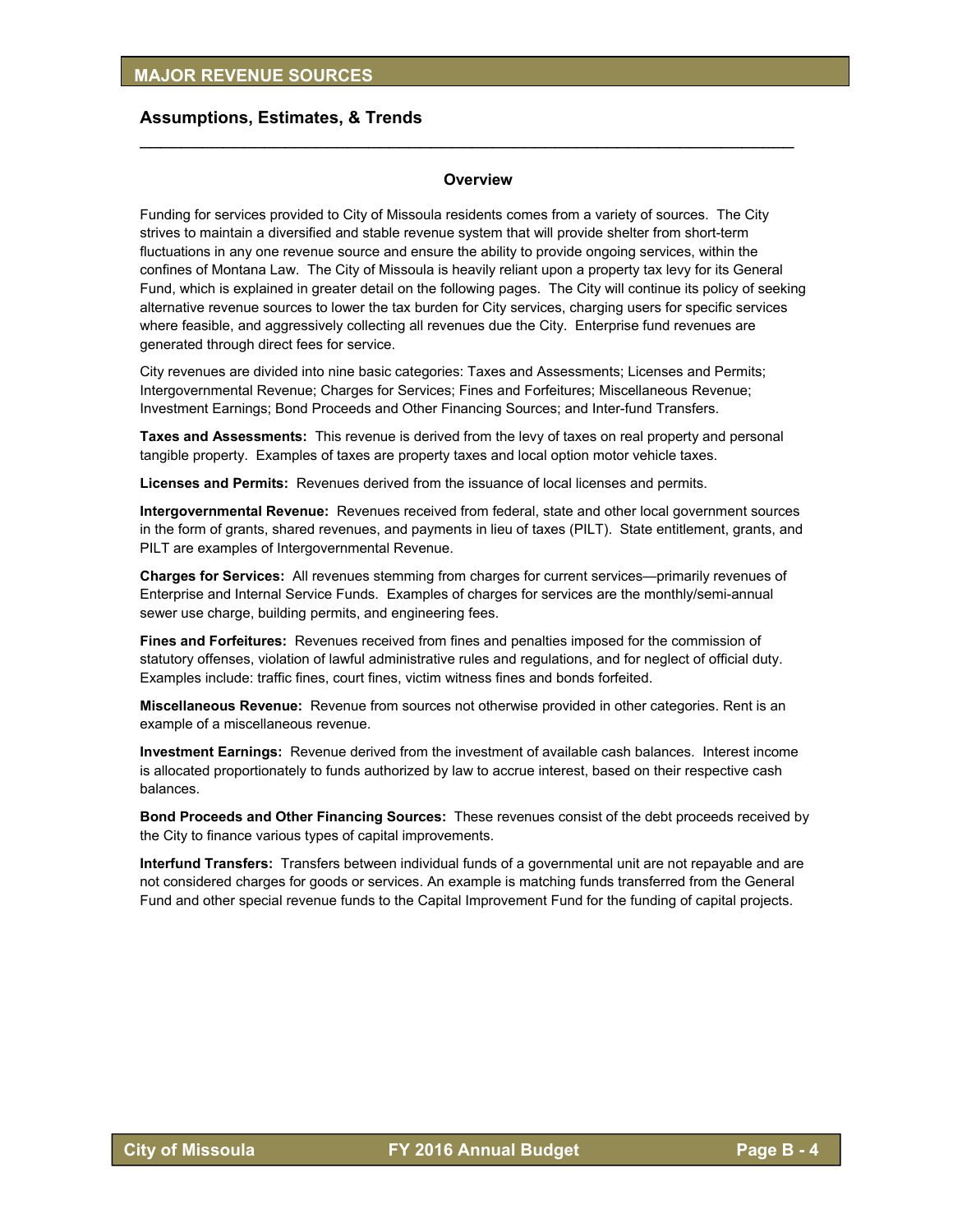# MAJOR REVENUE SOURCES

## Assumptions, Estimates, & Trends

### Overview

Funding for services provided to City of Missoula residents comes from a variety of sources. The City strives to maintain a diversified and stable revenue system that will provide shelter from short-term fluctuations in any one revenue source and ensure the ability to provide ongoing services, within the confines of Montana Law. The City of Missoula is heavily reliant upon a property tax levy for its General Fund, which is explained in greater detail on the following pages. The City will continue its policy of seeking alternative revenue sources to lower the tax burden for City services, charging users for specific services where feasible, and aggressively collecting all revenues due the City. Enterprise fund revenues are generated through direct fees for service.

City revenues are divided into nine basic categories: Taxes and Assessments; Licenses and Permits; Intergovernmental Revenue; Charges for Services; Fines and Forfeitures; Miscellaneous Revenue; Investment Earnings; Bond Proceeds and Other Financing Sources; and Inter-fund Transfers.

**Taxes and Assessments:** This revenue is derived from the levy of taxes on real property and personal tangible property. Examples of taxes are property taxes and local option motor vehicle taxes.

**Licenses and Permits:** Revenues derived from the issuance of local licenses and permits.

**Intergovernmental Revenue:** Revenues received from federal, state and other local government sources in the form of grants, shared revenues, and payments in lieu of taxes (PILT). State entitlement, grants, and PILT are examples of Intergovernmental Revenue.

**Charges for Services:** All revenues stemming from charges for current services—primarily revenues of Enterprise and Internal Service Funds. Examples of charges for services are the monthly/semi-annual sewer use charge, building permits, and engineering fees.

**Fines and Forfeitures:** Revenues received from fines and penalties imposed for the commission of statutory offenses, violation of lawful administrative rules and regulations, and for neglect of official duty. Examples include: traffic fines, court fines, victim witness fines and bonds forfeited.

**Miscellaneous Revenue:** Revenue from sources not otherwise provided in other categories. Rent is an example of a miscellaneous revenue.

**Investment Earnings:** Revenue derived from the investment of available cash balances. Interest income is allocated proportionately to funds authorized by law to accrue interest, based on their respective cash balances.

**Bond Proceeds and Other Financing Sources:** These revenues consist of the debt proceeds received by the City to finance various types of capital improvements.

**Interfund Transfers:** Transfers between individual funds of a governmental unit are not repayable and are not considered charges for goods or services. An example is matching funds transferred from the General Fund and other special revenue funds to the Capital Improvement Fund for the funding of capital projects.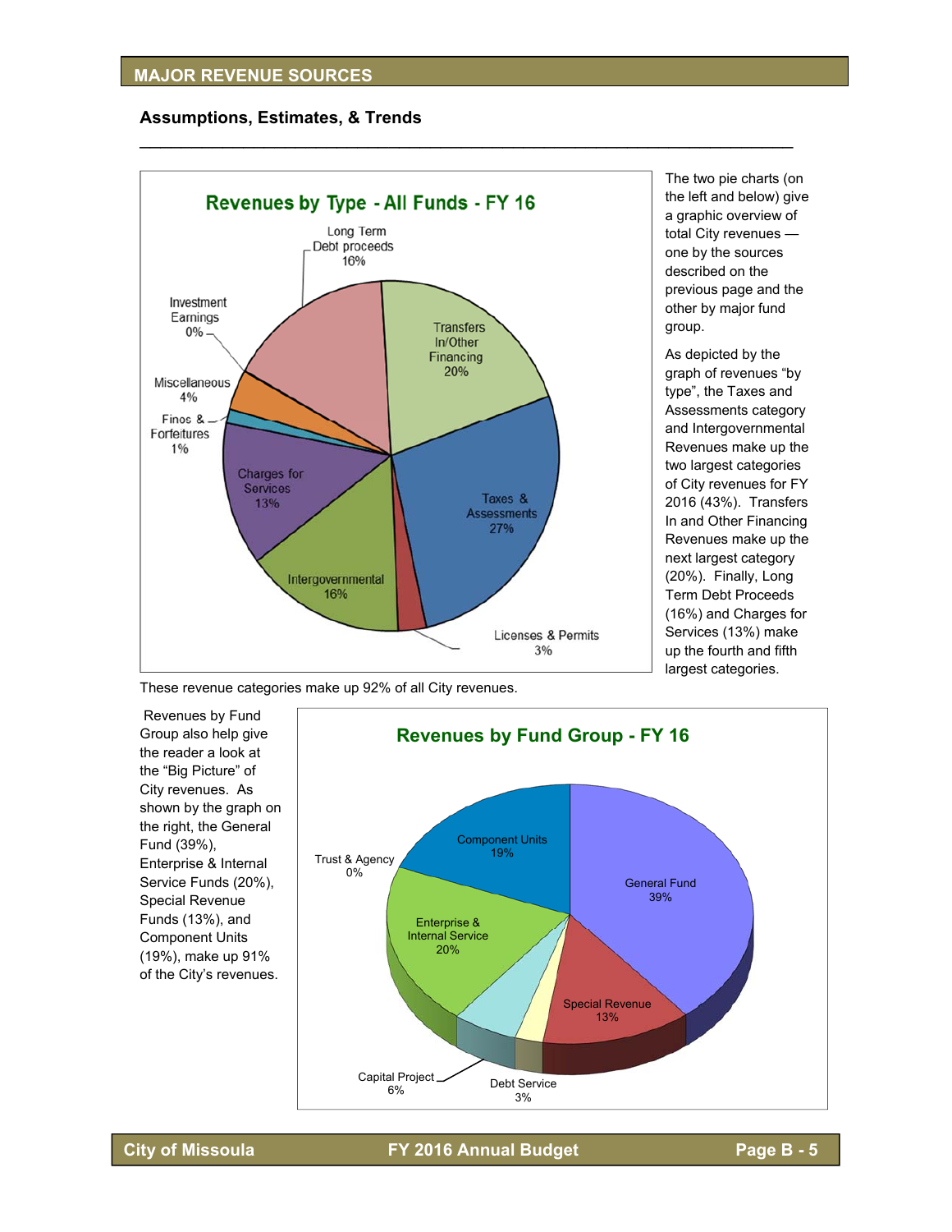## MAJOR REVENUE SOURCES

### Assumptions, Estimates, & Trends

**Revenues by Type - All Funds - FY 16**

| Category | Percent |
|---|---|
| Taxes & Assessments | 27% |
| Transfers In/Other Financing | 20% |
| Long Term Debt proceeds | 16% |
| Intergovernmental | 16% |
| Charges for Services | 13% |
| Miscellaneous | 4% |
| Licenses & Permits | 3% |
| Fines & Forfeitures | 1% |
| Investment Earnings | 0% |

The two pie charts (on the left and below) give a graphic overview of total City revenues — one by the sources described on the previous page and the other by major fund group.

As depicted by the graph of revenues "by type", the Taxes and Assessments category and Intergovernmental Revenues make up the two largest categories of City revenues for FY 2016 (43%). Transfers In and Other Financing Revenues make up the next largest category (20%). Finally, Long Term Debt Proceeds (16%) and Charges for Services (13%) make up the fourth and fifth largest categories.

These revenue categories make up 92% of all City revenues.

Revenues by Fund Group also help give the reader a look at the "Big Picture" of City revenues. As shown by the graph on the right, the General Fund (39%), Enterprise & Internal Service Funds (20%), Special Revenue Funds (13%), and Component Units (19%), make up 91% of the City's revenues.

**Revenues by Fund Group - FY 16**

| Fund Group | Percent |
|---|---|
| General Fund | 39% |
| Enterprise & Internal Service | 20% |
| Component Units | 19% |
| Special Revenue | 13% |
| Capital Project | 6% |
| Debt Service | 3% |
| Trust & Agency | 0% |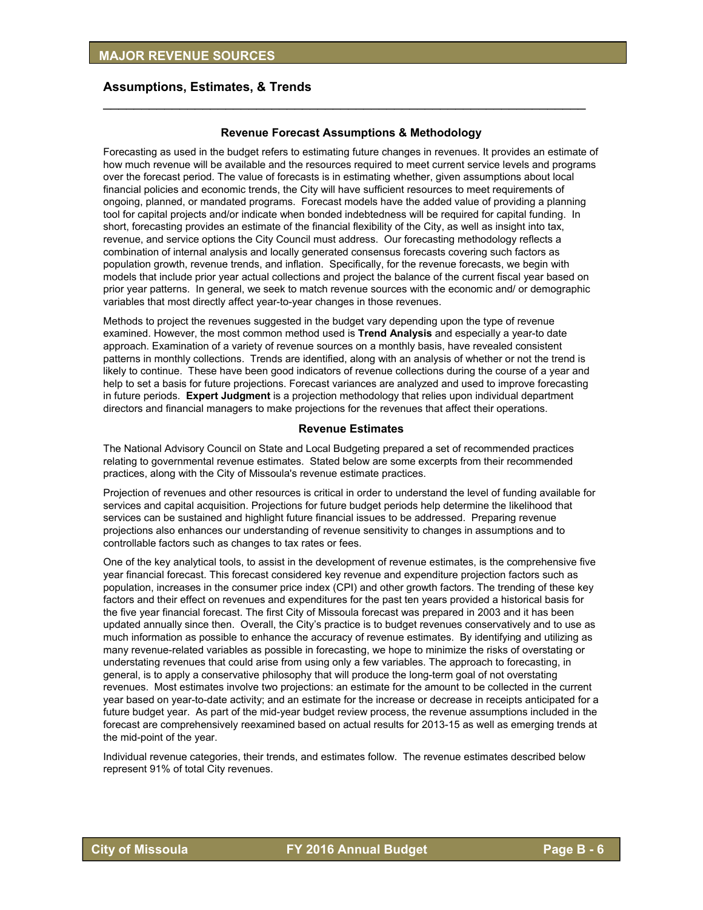## MAJOR REVENUE SOURCES

### Assumptions, Estimates, & Trends

#### Revenue Forecast Assumptions & Methodology

Forecasting as used in the budget refers to estimating future changes in revenues. It provides an estimate of how much revenue will be available and the resources required to meet current service levels and programs over the forecast period. The value of forecasts is in estimating whether, given assumptions about local financial policies and economic trends, the City will have sufficient resources to meet requirements of ongoing, planned, or mandated programs. Forecast models have the added value of providing a planning tool for capital projects and/or indicate when bonded indebtedness will be required for capital funding. In short, forecasting provides an estimate of the financial flexibility of the City, as well as insight into tax, revenue, and service options the City Council must address. Our forecasting methodology reflects a combination of internal analysis and locally generated consensus forecasts covering such factors as population growth, revenue trends, and inflation. Specifically, for the revenue forecasts, we begin with models that include prior year actual collections and project the balance of the current fiscal year based on prior year patterns. In general, we seek to match revenue sources with the economic and/ or demographic variables that most directly affect year-to-year changes in those revenues.

Methods to project the revenues suggested in the budget vary depending upon the type of revenue examined. However, the most common method used is **Trend Analysis** and especially a year-to date approach. Examination of a variety of revenue sources on a monthly basis, have revealed consistent patterns in monthly collections. Trends are identified, along with an analysis of whether or not the trend is likely to continue. These have been good indicators of revenue collections during the course of a year and help to set a basis for future projections. Forecast variances are analyzed and used to improve forecasting in future periods. **Expert Judgment** is a projection methodology that relies upon individual department directors and financial managers to make projections for the revenues that affect their operations.

#### Revenue Estimates

The National Advisory Council on State and Local Budgeting prepared a set of recommended practices relating to governmental revenue estimates. Stated below are some excerpts from their recommended practices, along with the City of Missoula's revenue estimate practices.

Projection of revenues and other resources is critical in order to understand the level of funding available for services and capital acquisition. Projections for future budget periods help determine the likelihood that services can be sustained and highlight future financial issues to be addressed. Preparing revenue projections also enhances our understanding of revenue sensitivity to changes in assumptions and to controllable factors such as changes to tax rates or fees.

One of the key analytical tools, to assist in the development of revenue estimates, is the comprehensive five year financial forecast. This forecast considered key revenue and expenditure projection factors such as population, increases in the consumer price index (CPI) and other growth factors. The trending of these key factors and their effect on revenues and expenditures for the past ten years provided a historical basis for the five year financial forecast. The first City of Missoula forecast was prepared in 2003 and it has been updated annually since then. Overall, the City's practice is to budget revenues conservatively and to use as much information as possible to enhance the accuracy of revenue estimates. By identifying and utilizing as many revenue-related variables as possible in forecasting, we hope to minimize the risks of overstating or understating revenues that could arise from using only a few variables. The approach to forecasting, in general, is to apply a conservative philosophy that will produce the long-term goal of not overstating revenues. Most estimates involve two projections: an estimate for the amount to be collected in the current year based on year-to-date activity; and an estimate for the increase or decrease in receipts anticipated for a future budget year. As part of the mid-year budget review process, the revenue assumptions included in the forecast are comprehensively reexamined based on actual results for 2013-15 as well as emerging trends at the mid-point of the year.

Individual revenue categories, their trends, and estimates follow. The revenue estimates described below represent 91% of total City revenues.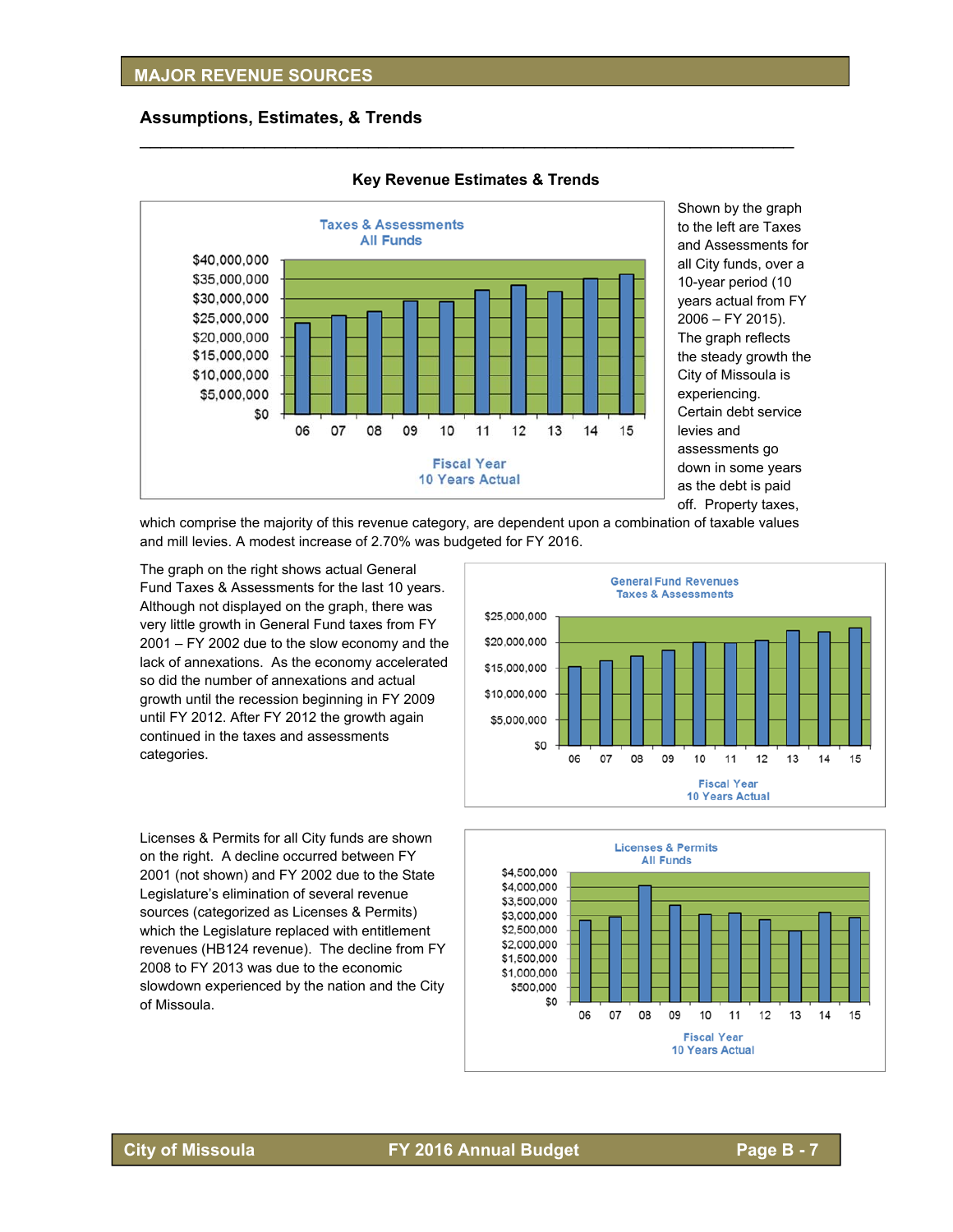## MAJOR REVENUE SOURCES

### Assumptions, Estimates, & Trends

#### Key Revenue Estimates & Trends

Shown by the graph to the left are Taxes and Assessments for all City funds, over a 10-year period (10 years actual from FY 2006 – FY 2015). The graph reflects the steady growth the City of Missoula is experiencing. Certain debt service levies and assessments go down in some years as the debt is paid off. Property taxes, which comprise the majority of this revenue category, are dependent upon a combination of taxable values and mill levies. A modest increase of 2.70% was budgeted for FY 2016.

The graph on the right shows actual General Fund Taxes & Assessments for the last 10 years. Although not displayed on the graph, there was very little growth in General Fund taxes from FY 2001 – FY 2002 due to the slow economy and the lack of annexations. As the economy accelerated so did the number of annexations and actual growth until the recession beginning in FY 2009 until FY 2012. After FY 2012 the growth again continued in the taxes and assessments categories.

Licenses & Permits for all City funds are shown on the right. A decline occurred between FY 2001 (not shown) and FY 2002 due to the State Legislature's elimination of several revenue sources (categorized as Licenses & Permits) which the Legislature replaced with entitlement revenues (HB124 revenue). The decline from FY 2008 to FY 2013 was due to the economic slowdown experienced by the nation and the City of Missoula.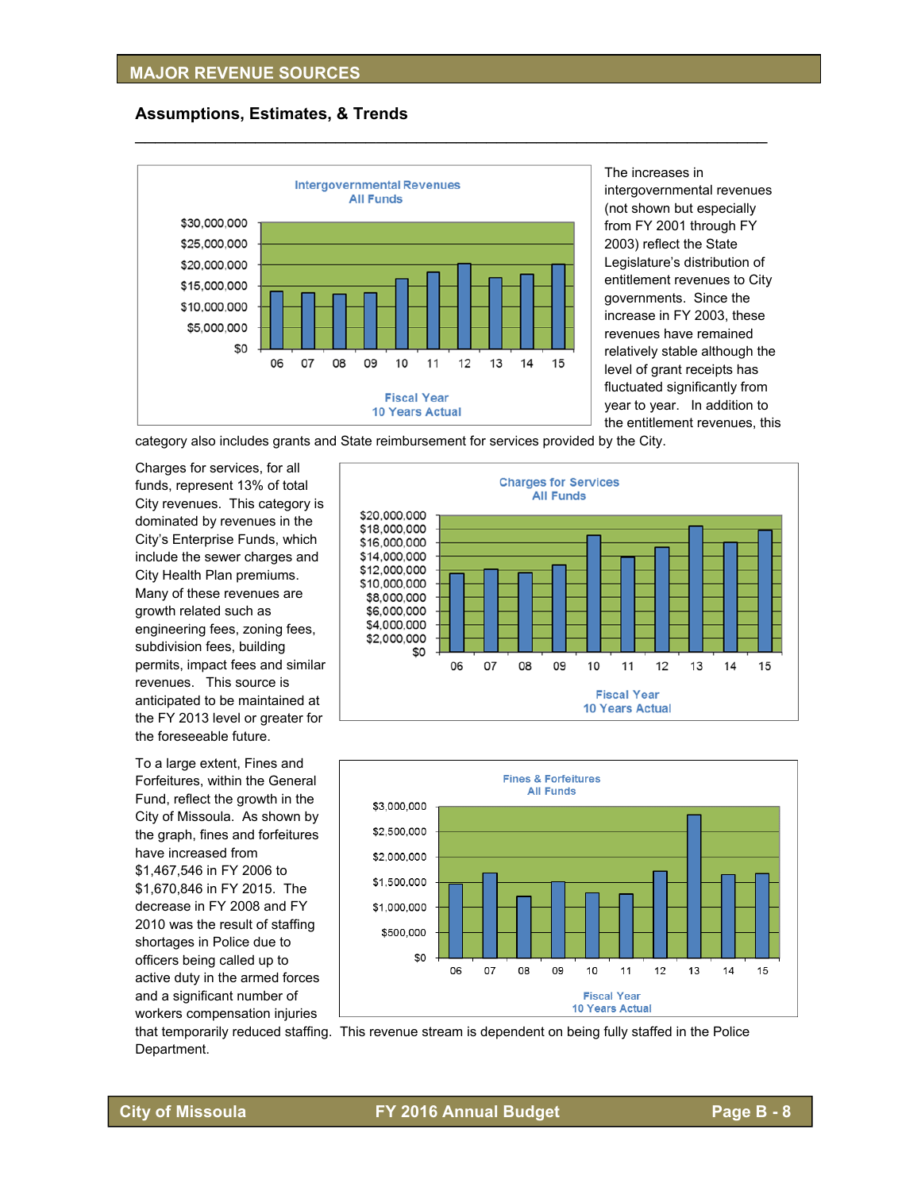## MAJOR REVENUE SOURCES

### Assumptions, Estimates, & Trends

**Intergovernmental Revenues**
**All Funds**

Fiscal Year
10 Years Actual

The increases in intergovernmental revenues (not shown but especially from FY 2001 through FY 2003) reflect the State Legislature's distribution of entitlement revenues to City governments. Since the increase in FY 2003, these revenues have remained relatively stable although the level of grant receipts has fluctuated significantly from year to year. In addition to the entitlement revenues, this category also includes grants and State reimbursement for services provided by the City.

Charges for services, for all funds, represent 13% of total City revenues. This category is dominated by revenues in the City's Enterprise Funds, which include the sewer charges and City Health Plan premiums. Many of these revenues are growth related such as engineering fees, zoning fees, subdivision fees, building permits, impact fees and similar revenues. This source is anticipated to be maintained at the FY 2013 level or greater for the foreseeable future.

**Charges for Services**
**All Funds**

Fiscal Year
10 Years Actual

To a large extent, Fines and Forfeitures, within the General Fund, reflect the growth in the City of Missoula. As shown by the graph, fines and forfeitures have increased from $1,467,546 in FY 2006 to $1,670,846 in FY 2015. The decrease in FY 2008 and FY 2010 was the result of staffing shortages in Police due to officers being called up to active duty in the armed forces and a significant number of workers compensation injuries that temporarily reduced staffing. This revenue stream is dependent on being fully staffed in the Police Department.

**Fines & Forfeitures**
**All Funds**

Fiscal Year
10 Years Actual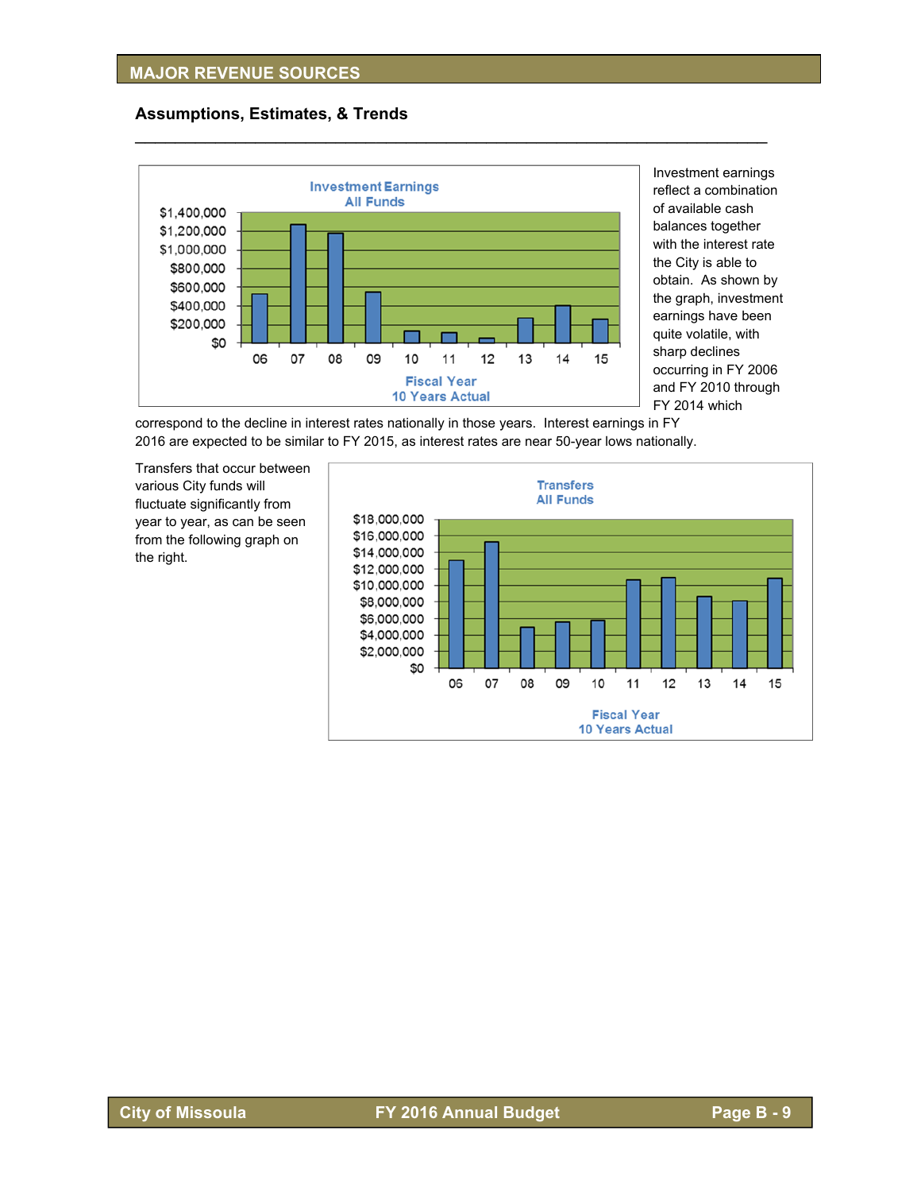## MAJOR REVENUE SOURCES

### Assumptions, Estimates, & Trends

Investment Earnings
All Funds
$1,400,000
$1,200,000
$1,000,000
$800,000
$600,000
$400,000
$200,000
$0
06 07 08 09 10 11 12 13 14 15
Fiscal Year
10 Years Actual

Investment earnings reflect a combination of available cash balances together with the interest rate the City is able to obtain. As shown by the graph, investment earnings have been quite volatile, with sharp declines occurring in FY 2006 and FY 2010 through FY 2014 which correspond to the decline in interest rates nationally in those years. Interest earnings in FY 2016 are expected to be similar to FY 2015, as interest rates are near 50-year lows nationally.

Transfers that occur between various City funds will fluctuate significantly from year to year, as can be seen from the following graph on the right.

Transfers
All Funds
$18,000,000
$16,000,000
$14,000,000
$12,000,000
$10,000,000
$8,000,000
$6,000,000
$4,000,000
$2,000,000
$0
06 07 08 09 10 11 12 13 14 15
Fiscal Year
10 Years Actual